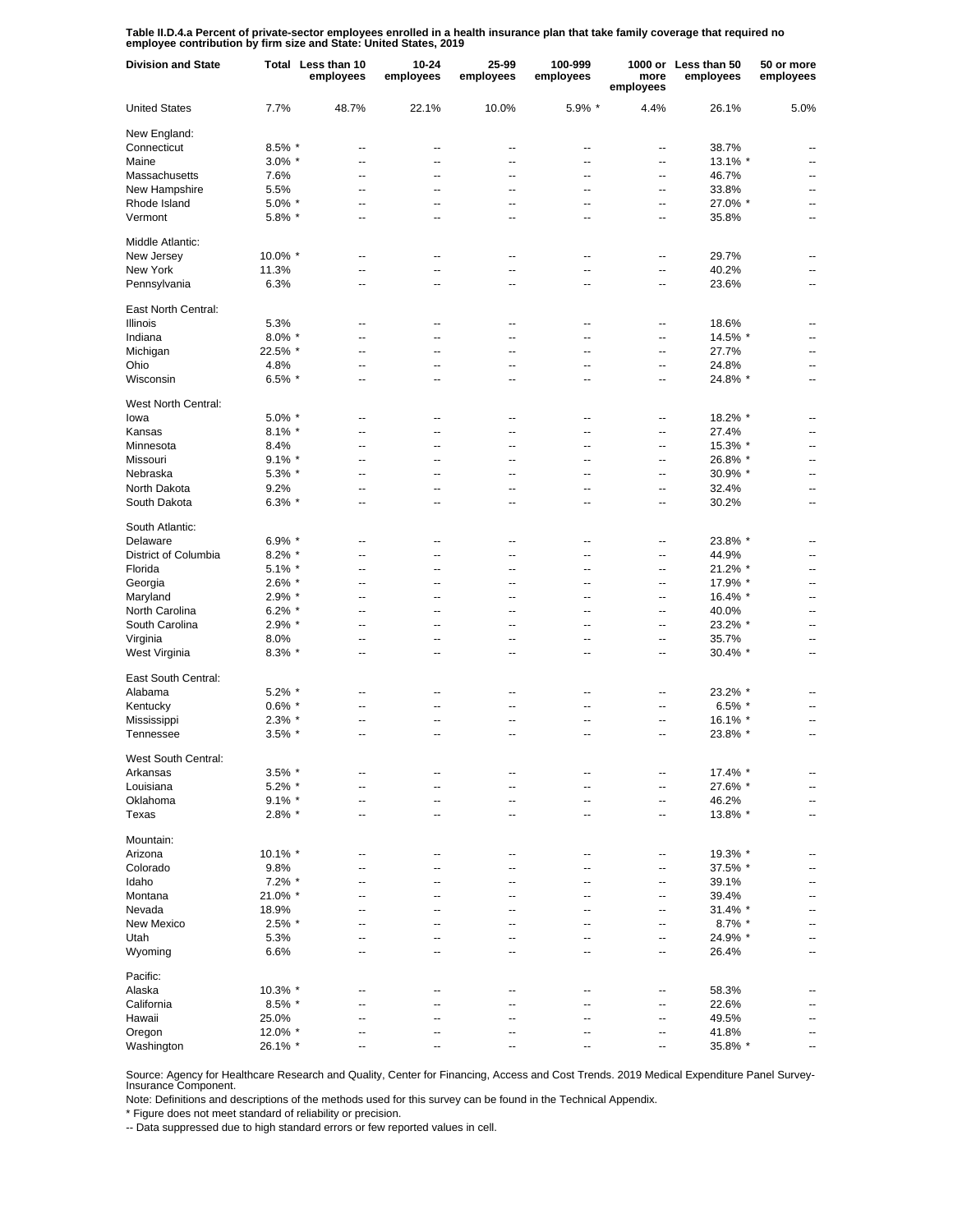**Table II.D.4.a Percent of private-sector employees enrolled in a health insurance plan that take family coverage that required no employee contribution by firm size and State: United States, 2019**

| Division and State | Total | Less than 10 employees | 10-24 employees | 25-99 employees | 100-999 employees | 1000 or more employees | Less than 50 employees | 50 or more employees |
|---|---|---|---|---|---|---|---|---|
| United States | 7.7% | 48.7% | 22.1% | 10.0% | 5.9% * | 4.4% | 26.1% | 5.0% |
| New England: | | | | | | | | |
| Connecticut | 8.5% * | -- | -- | -- | -- | -- | 38.7% | -- |
| Maine | 3.0% * | -- | -- | -- | -- | -- | 13.1% * | -- |
| Massachusetts | 7.6% | -- | -- | -- | -- | -- | 46.7% | -- |
| New Hampshire | 5.5% | -- | -- | -- | -- | -- | 33.8% | -- |
| Rhode Island | 5.0% * | -- | -- | -- | -- | -- | 27.0% * | -- |
| Vermont | 5.8% * | -- | -- | -- | -- | -- | 35.8% | -- |
| Middle Atlantic: | | | | | | | | |
| New Jersey | 10.0% * | -- | -- | -- | -- | -- | 29.7% | -- |
| New York | 11.3% | -- | -- | -- | -- | -- | 40.2% | -- |
| Pennsylvania | 6.3% | -- | -- | -- | -- | -- | 23.6% | -- |
| East North Central: | | | | | | | | |
| Illinois | 5.3% | -- | -- | -- | -- | -- | 18.6% | -- |
| Indiana | 8.0% * | -- | -- | -- | -- | -- | 14.5% * | -- |
| Michigan | 22.5% * | -- | -- | -- | -- | -- | 27.7% | -- |
| Ohio | 4.8% | -- | -- | -- | -- | -- | 24.8% | -- |
| Wisconsin | 6.5% * | -- | -- | -- | -- | -- | 24.8% * | -- |
| West North Central: | | | | | | | | |
| Iowa | 5.0% * | -- | -- | -- | -- | -- | 18.2% * | -- |
| Kansas | 8.1% * | -- | -- | -- | -- | -- | 27.4% | -- |
| Minnesota | 8.4% | -- | -- | -- | -- | -- | 15.3% * | -- |
| Missouri | 9.1% * | -- | -- | -- | -- | -- | 26.8% * | -- |
| Nebraska | 5.3% * | -- | -- | -- | -- | -- | 30.9% * | -- |
| North Dakota | 9.2% | -- | -- | -- | -- | -- | 32.4% | -- |
| South Dakota | 6.3% * | -- | -- | -- | -- | -- | 30.2% | -- |
| South Atlantic: | | | | | | | | |
| Delaware | 6.9% * | -- | -- | -- | -- | -- | 23.8% * | -- |
| District of Columbia | 8.2% * | -- | -- | -- | -- | -- | 44.9% | -- |
| Florida | 5.1% * | -- | -- | -- | -- | -- | 21.2% * | -- |
| Georgia | 2.6% * | -- | -- | -- | -- | -- | 17.9% * | -- |
| Maryland | 2.9% * | -- | -- | -- | -- | -- | 16.4% * | -- |
| North Carolina | 6.2% * | -- | -- | -- | -- | -- | 40.0% | -- |
| South Carolina | 2.9% * | -- | -- | -- | -- | -- | 23.2% * | -- |
| Virginia | 8.0% | -- | -- | -- | -- | -- | 35.7% | -- |
| West Virginia | 8.3% * | -- | -- | -- | -- | -- | 30.4% * | -- |
| East South Central: | | | | | | | | |
| Alabama | 5.2% * | -- | -- | -- | -- | -- | 23.2% * | -- |
| Kentucky | 0.6% * | -- | -- | -- | -- | -- | 6.5% * | -- |
| Mississippi | 2.3% * | -- | -- | -- | -- | -- | 16.1% * | -- |
| Tennessee | 3.5% * | -- | -- | -- | -- | -- | 23.8% * | -- |
| West South Central: | | | | | | | | |
| Arkansas | 3.5% * | -- | -- | -- | -- | -- | 17.4% * | -- |
| Louisiana | 5.2% * | -- | -- | -- | -- | -- | 27.6% * | -- |
| Oklahoma | 9.1% * | -- | -- | -- | -- | -- | 46.2% | -- |
| Texas | 2.8% * | -- | -- | -- | -- | -- | 13.8% * | -- |
| Mountain: | | | | | | | | |
| Arizona | 10.1% * | -- | -- | -- | -- | -- | 19.3% * | -- |
| Colorado | 9.8% | -- | -- | -- | -- | -- | 37.5% * | -- |
| Idaho | 7.2% * | -- | -- | -- | -- | -- | 39.1% | -- |
| Montana | 21.0% * | -- | -- | -- | -- | -- | 39.4% | -- |
| Nevada | 18.9% | -- | -- | -- | -- | -- | 31.4% * | -- |
| New Mexico | 2.5% * | -- | -- | -- | -- | -- | 8.7% * | -- |
| Utah | 5.3% | -- | -- | -- | -- | -- | 24.9% * | -- |
| Wyoming | 6.6% | -- | -- | -- | -- | -- | 26.4% | -- |
| Pacific: | | | | | | | | |
| Alaska | 10.3% * | -- | -- | -- | -- | -- | 58.3% | -- |
| California | 8.5% * | -- | -- | -- | -- | -- | 22.6% | -- |
| Hawaii | 25.0% | -- | -- | -- | -- | -- | 49.5% | -- |
| Oregon | 12.0% * | -- | -- | -- | -- | -- | 41.8% | -- |
| Washington | 26.1% * | -- | -- | -- | -- | -- | 35.8% * | -- |

Source: Agency for Healthcare Research and Quality, Center for Financing, Access and Cost Trends. 2019 Medical Expenditure Panel Survey-Insurance Component.

Note: Definitions and descriptions of the methods used for this survey can be found in the Technical Appendix.

\* Figure does not meet standard of reliability or precision.

-- Data suppressed due to high standard errors or few reported values in cell.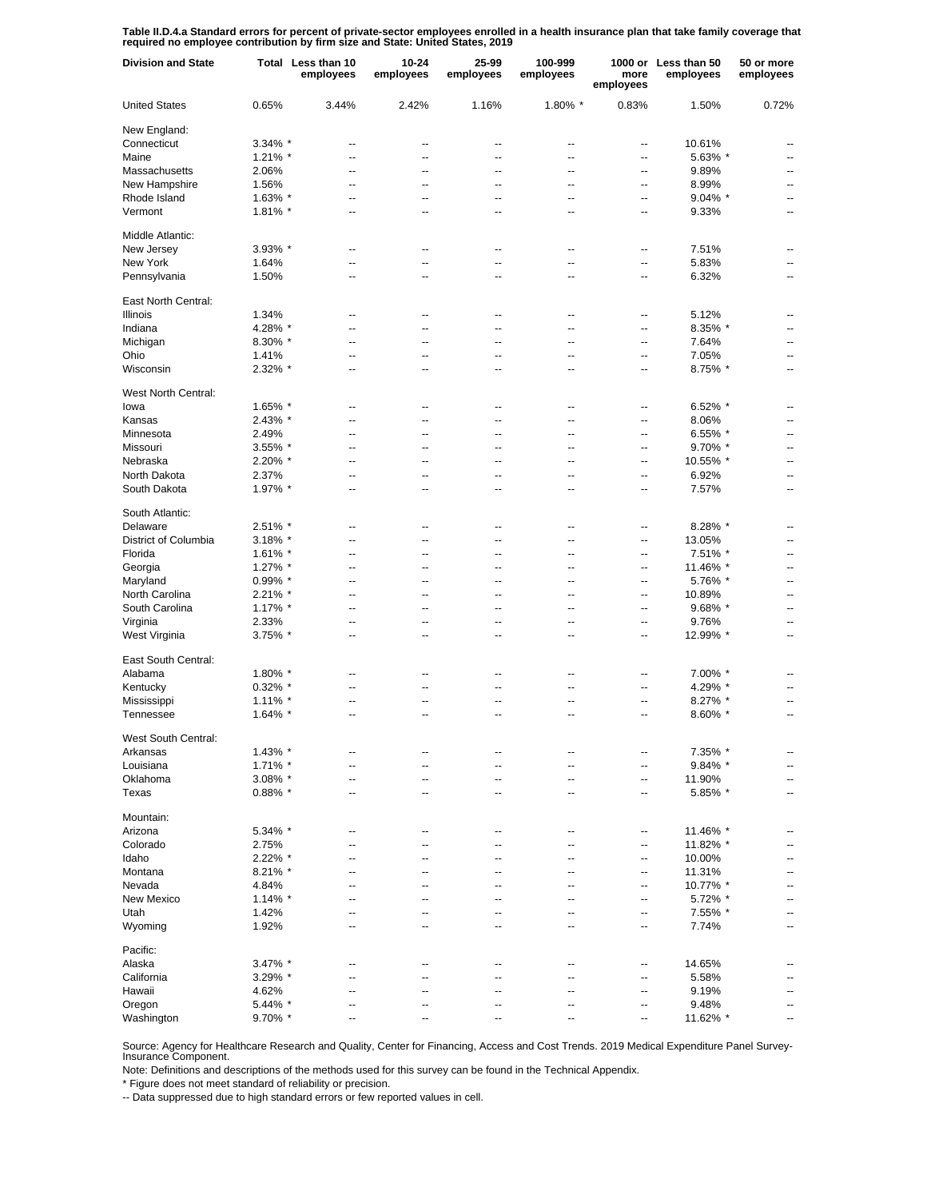**Table II.D.4.a Standard errors for percent of private-sector employees enrolled in a health insurance plan that take family coverage that required no employee contribution by firm size and State: United States, 2019**

| Division and State | Total | Less than 10 employees | 10-24 employees | 25-99 employees | 100-999 employees | 1000 or more employees | Less than 50 employees | 50 or more employees |
|---|---|---|---|---|---|---|---|---|
| United States | 0.65% | 3.44% | 2.42% | 1.16% | 1.80% * | 0.83% | 1.50% | 0.72% |
| New England: | | | | | | | | |
| Connecticut | 3.34% * | -- | -- | -- | -- | -- | 10.61% | -- |
| Maine | 1.21% * | -- | -- | -- | -- | -- | 5.63% * | -- |
| Massachusetts | 2.06% | -- | -- | -- | -- | -- | 9.89% | -- |
| New Hampshire | 1.56% | -- | -- | -- | -- | -- | 8.99% | -- |
| Rhode Island | 1.63% * | -- | -- | -- | -- | -- | 9.04% * | -- |
| Vermont | 1.81% * | -- | -- | -- | -- | -- | 9.33% | -- |
| Middle Atlantic: | | | | | | | | |
| New Jersey | 3.93% * | -- | -- | -- | -- | -- | 7.51% | -- |
| New York | 1.64% | -- | -- | -- | -- | -- | 5.83% | -- |
| Pennsylvania | 1.50% | -- | -- | -- | -- | -- | 6.32% | -- |
| East North Central: | | | | | | | | |
| Illinois | 1.34% | -- | -- | -- | -- | -- | 5.12% | -- |
| Indiana | 4.28% * | -- | -- | -- | -- | -- | 8.35% * | -- |
| Michigan | 8.30% * | -- | -- | -- | -- | -- | 7.64% | -- |
| Ohio | 1.41% | -- | -- | -- | -- | -- | 7.05% | -- |
| Wisconsin | 2.32% * | -- | -- | -- | -- | -- | 8.75% * | -- |
| West North Central: | | | | | | | | |
| Iowa | 1.65% * | -- | -- | -- | -- | -- | 6.52% * | -- |
| Kansas | 2.43% * | -- | -- | -- | -- | -- | 8.06% | -- |
| Minnesota | 2.49% | -- | -- | -- | -- | -- | 6.55% * | -- |
| Missouri | 3.55% * | -- | -- | -- | -- | -- | 9.70% * | -- |
| Nebraska | 2.20% * | -- | -- | -- | -- | -- | 10.55% * | -- |
| North Dakota | 2.37% | -- | -- | -- | -- | -- | 6.92% | -- |
| South Dakota | 1.97% * | -- | -- | -- | -- | -- | 7.57% | -- |
| South Atlantic: | | | | | | | | |
| Delaware | 2.51% * | -- | -- | -- | -- | -- | 8.28% * | -- |
| District of Columbia | 3.18% * | -- | -- | -- | -- | -- | 13.05% | -- |
| Florida | 1.61% * | -- | -- | -- | -- | -- | 7.51% * | -- |
| Georgia | 1.27% * | -- | -- | -- | -- | -- | 11.46% * | -- |
| Maryland | 0.99% * | -- | -- | -- | -- | -- | 5.76% * | -- |
| North Carolina | 2.21% * | -- | -- | -- | -- | -- | 10.89% | -- |
| South Carolina | 1.17% * | -- | -- | -- | -- | -- | 9.68% * | -- |
| Virginia | 2.33% | -- | -- | -- | -- | -- | 9.76% | -- |
| West Virginia | 3.75% * | -- | -- | -- | -- | -- | 12.99% * | -- |
| East South Central: | | | | | | | | |
| Alabama | 1.80% * | -- | -- | -- | -- | -- | 7.00% * | -- |
| Kentucky | 0.32% * | -- | -- | -- | -- | -- | 4.29% * | -- |
| Mississippi | 1.11% * | -- | -- | -- | -- | -- | 8.27% * | -- |
| Tennessee | 1.64% * | -- | -- | -- | -- | -- | 8.60% * | -- |
| West South Central: | | | | | | | | |
| Arkansas | 1.43% * | -- | -- | -- | -- | -- | 7.35% * | -- |
| Louisiana | 1.71% * | -- | -- | -- | -- | -- | 9.84% * | -- |
| Oklahoma | 3.08% * | -- | -- | -- | -- | -- | 11.90% | -- |
| Texas | 0.88% * | -- | -- | -- | -- | -- | 5.85% * | -- |
| Mountain: | | | | | | | | |
| Arizona | 5.34% * | -- | -- | -- | -- | -- | 11.46% * | -- |
| Colorado | 2.75% | -- | -- | -- | -- | -- | 11.82% * | -- |
| Idaho | 2.22% * | -- | -- | -- | -- | -- | 10.00% | -- |
| Montana | 8.21% * | -- | -- | -- | -- | -- | 11.31% | -- |
| Nevada | 4.84% | -- | -- | -- | -- | -- | 10.77% * | -- |
| New Mexico | 1.14% * | -- | -- | -- | -- | -- | 5.72% * | -- |
| Utah | 1.42% | -- | -- | -- | -- | -- | 7.55% * | -- |
| Wyoming | 1.92% | -- | -- | -- | -- | -- | 7.74% | -- |
| Pacific: | | | | | | | | |
| Alaska | 3.47% * | -- | -- | -- | -- | -- | 14.65% | -- |
| California | 3.29% * | -- | -- | -- | -- | -- | 5.58% | -- |
| Hawaii | 4.62% | -- | -- | -- | -- | -- | 9.19% | -- |
| Oregon | 5.44% * | -- | -- | -- | -- | -- | 9.48% | -- |
| Washington | 9.70% * | -- | -- | -- | -- | -- | 11.62% * | -- |

Source: Agency for Healthcare Research and Quality, Center for Financing, Access and Cost Trends. 2019 Medical Expenditure Panel Survey-Insurance Component.

Note: Definitions and descriptions of the methods used for this survey can be found in the Technical Appendix.

* Figure does not meet standard of reliability or precision.

-- Data suppressed due to high standard errors or few reported values in cell.